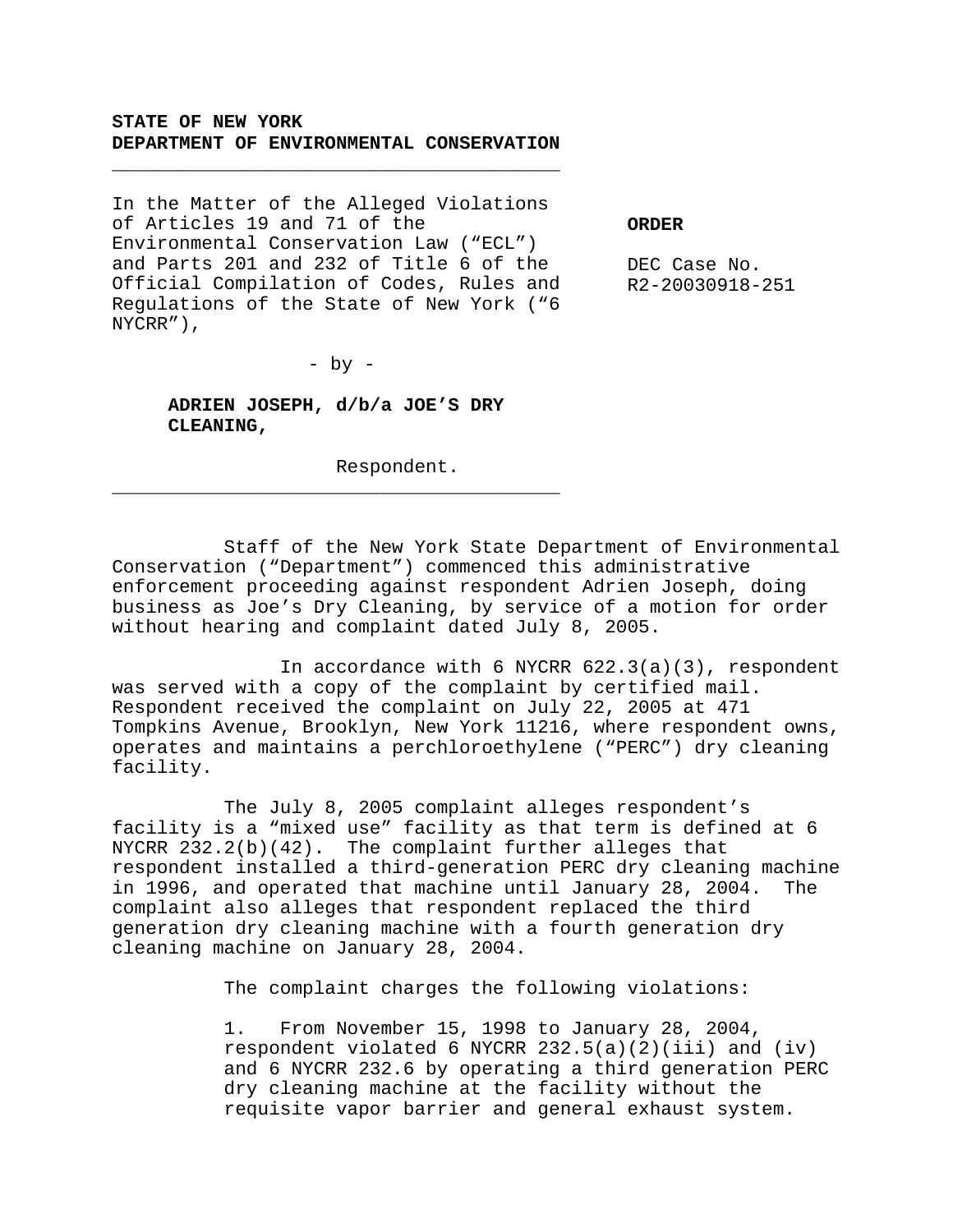**STATE OF NEW YORK**
**DEPARTMENT OF ENVIRONMENTAL CONSERVATION**

---

In the Matter of the Alleged Violations of Articles 19 and 71 of the Environmental Conservation Law ("ECL") and Parts 201 and 232 of Title 6 of the Official Compilation of Codes, Rules and Regulations of the State of New York ("6 NYCRR"),

- by -

**ADRIEN JOSEPH, d/b/a JOE'S DRY CLEANING,**

Respondent.

---

**ORDER**

DEC Case No. R2-20030918-251

Staff of the New York State Department of Environmental Conservation ("Department") commenced this administrative enforcement proceeding against respondent Adrien Joseph, doing business as Joe's Dry Cleaning, by service of a motion for order without hearing and complaint dated July 8, 2005.

In accordance with 6 NYCRR 622.3(a)(3), respondent was served with a copy of the complaint by certified mail. Respondent received the complaint on July 22, 2005 at 471 Tompkins Avenue, Brooklyn, New York 11216, where respondent owns, operates and maintains a perchloroethylene ("PERC") dry cleaning facility.

The July 8, 2005 complaint alleges respondent's facility is a "mixed use" facility as that term is defined at 6 NYCRR 232.2(b)(42). The complaint further alleges that respondent installed a third-generation PERC dry cleaning machine in 1996, and operated that machine until January 28, 2004. The complaint also alleges that respondent replaced the third generation dry cleaning machine with a fourth generation dry cleaning machine on January 28, 2004.

The complaint charges the following violations:

1. From November 15, 1998 to January 28, 2004, respondent violated 6 NYCRR 232.5(a)(2)(iii) and (iv) and 6 NYCRR 232.6 by operating a third generation PERC dry cleaning machine at the facility without the requisite vapor barrier and general exhaust system.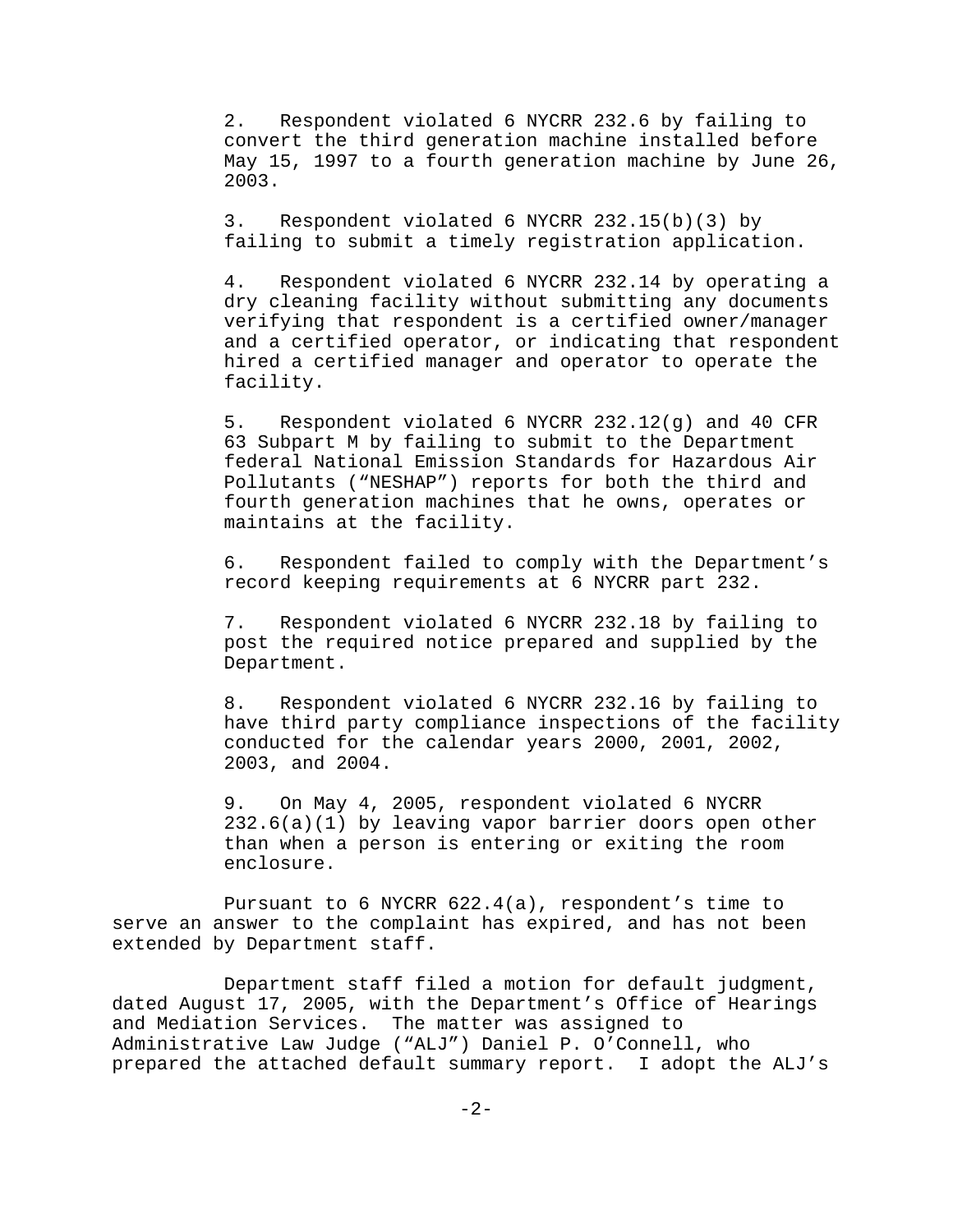2. Respondent violated 6 NYCRR 232.6 by failing to convert the third generation machine installed before May 15, 1997 to a fourth generation machine by June 26, 2003.

3. Respondent violated 6 NYCRR 232.15(b)(3) by failing to submit a timely registration application.

4. Respondent violated 6 NYCRR 232.14 by operating a dry cleaning facility without submitting any documents verifying that respondent is a certified owner/manager and a certified operator, or indicating that respondent hired a certified manager and operator to operate the facility.

5. Respondent violated 6 NYCRR 232.12(g) and 40 CFR 63 Subpart M by failing to submit to the Department federal National Emission Standards for Hazardous Air Pollutants ("NESHAP") reports for both the third and fourth generation machines that he owns, operates or maintains at the facility.

6. Respondent failed to comply with the Department's record keeping requirements at 6 NYCRR part 232.

7. Respondent violated 6 NYCRR 232.18 by failing to post the required notice prepared and supplied by the Department.

8. Respondent violated 6 NYCRR 232.16 by failing to have third party compliance inspections of the facility conducted for the calendar years 2000, 2001, 2002, 2003, and 2004.

9. On May 4, 2005, respondent violated 6 NYCRR 232.6(a)(1) by leaving vapor barrier doors open other than when a person is entering or exiting the room enclosure.

Pursuant to 6 NYCRR 622.4(a), respondent's time to serve an answer to the complaint has expired, and has not been extended by Department staff.

Department staff filed a motion for default judgment, dated August 17, 2005, with the Department's Office of Hearings and Mediation Services. The matter was assigned to Administrative Law Judge ("ALJ") Daniel P. O'Connell, who prepared the attached default summary report. I adopt the ALJ's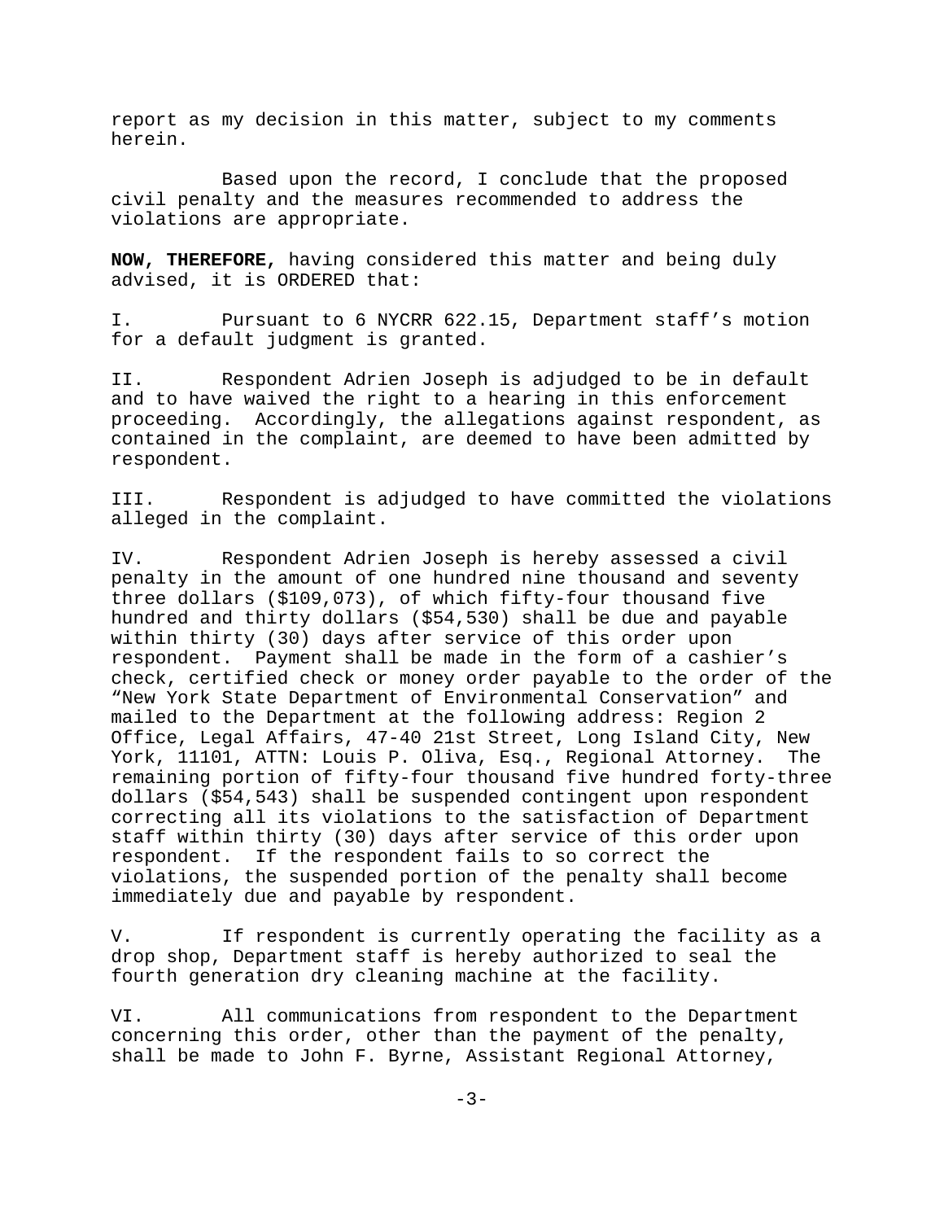report as my decision in this matter, subject to my comments herein.

Based upon the record, I conclude that the proposed civil penalty and the measures recommended to address the violations are appropriate.

**NOW, THEREFORE,** having considered this matter and being duly advised, it is ORDERED that:

I. Pursuant to 6 NYCRR 622.15, Department staff's motion for a default judgment is granted.

II. Respondent Adrien Joseph is adjudged to be in default and to have waived the right to a hearing in this enforcement proceeding. Accordingly, the allegations against respondent, as contained in the complaint, are deemed to have been admitted by respondent.

III. Respondent is adjudged to have committed the violations alleged in the complaint.

IV. Respondent Adrien Joseph is hereby assessed a civil penalty in the amount of one hundred nine thousand and seventy three dollars ($109,073), of which fifty-four thousand five hundred and thirty dollars ($54,530) shall be due and payable within thirty (30) days after service of this order upon respondent. Payment shall be made in the form of a cashier's check, certified check or money order payable to the order of the "New York State Department of Environmental Conservation" and mailed to the Department at the following address: Region 2 Office, Legal Affairs, 47-40 21st Street, Long Island City, New York, 11101, ATTN: Louis P. Oliva, Esq., Regional Attorney. The remaining portion of fifty-four thousand five hundred forty-three dollars ($54,543) shall be suspended contingent upon respondent correcting all its violations to the satisfaction of Department staff within thirty (30) days after service of this order upon respondent. If the respondent fails to so correct the violations, the suspended portion of the penalty shall become immediately due and payable by respondent.

V. If respondent is currently operating the facility as a drop shop, Department staff is hereby authorized to seal the fourth generation dry cleaning machine at the facility.

VI. All communications from respondent to the Department concerning this order, other than the payment of the penalty, shall be made to John F. Byrne, Assistant Regional Attorney,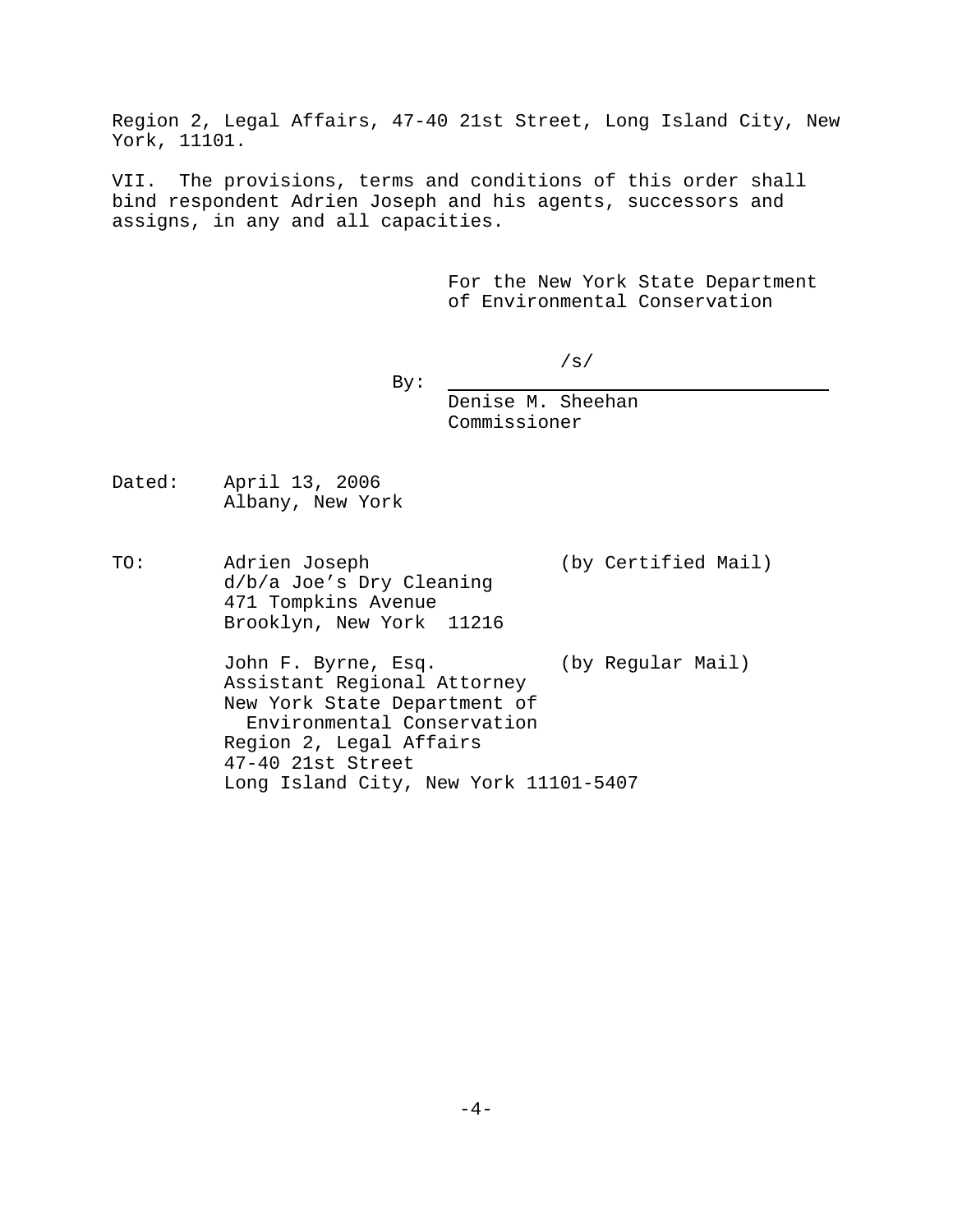Region 2, Legal Affairs, 47-40 21st Street, Long Island City, New York, 11101.

VII. The provisions, terms and conditions of this order shall bind respondent Adrien Joseph and his agents, successors and assigns, in any and all capacities.

For the New York State Department of Environmental Conservation

By: /s/
Denise M. Sheehan
Commissioner

Dated: April 13, 2006
Albany, New York

TO: Adrien Joseph (by Certified Mail)
d/b/a Joe's Dry Cleaning
471 Tompkins Avenue
Brooklyn, New York 11216

John F. Byrne, Esq. (by Regular Mail)
Assistant Regional Attorney
New York State Department of Environmental Conservation
Region 2, Legal Affairs
47-40 21st Street
Long Island City, New York 11101-5407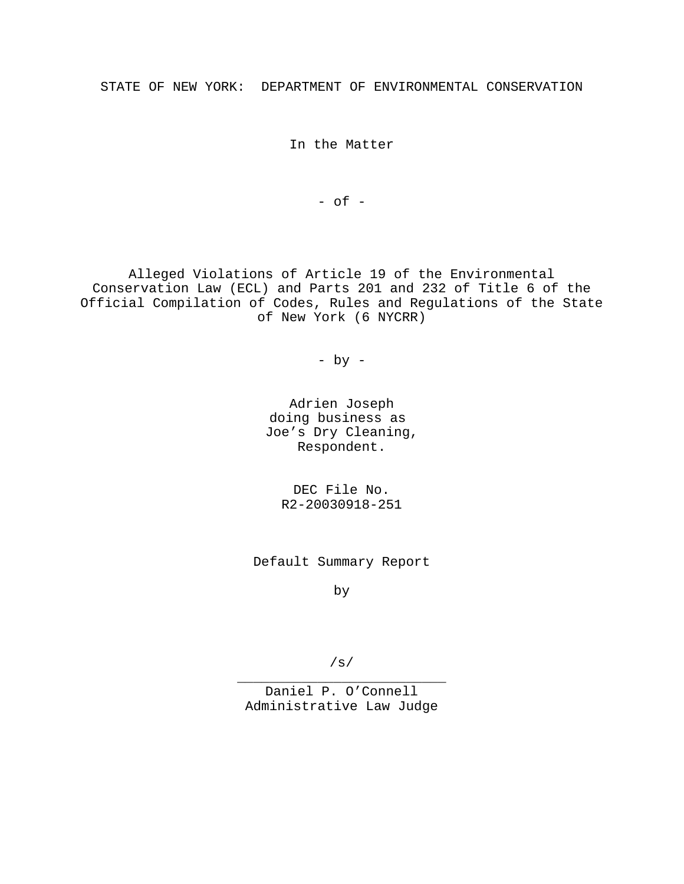STATE OF NEW YORK: DEPARTMENT OF ENVIRONMENTAL CONSERVATION

In the Matter

- of -

Alleged Violations of Article 19 of the Environmental Conservation Law (ECL) and Parts 201 and 232 of Title 6 of the Official Compilation of Codes, Rules and Regulations of the State of New York (6 NYCRR)

- by -

Adrien Joseph
doing business as
Joe's Dry Cleaning,
Respondent.

DEC File No.
R2-20030918-251

Default Summary Report

by

/s/
\_\_\_\_\_\_\_\_\_\_\_\_\_\_\_\_\_\_\_\_\_\_\_\_\_\_\_\_
Daniel P. O'Connell
Administrative Law Judge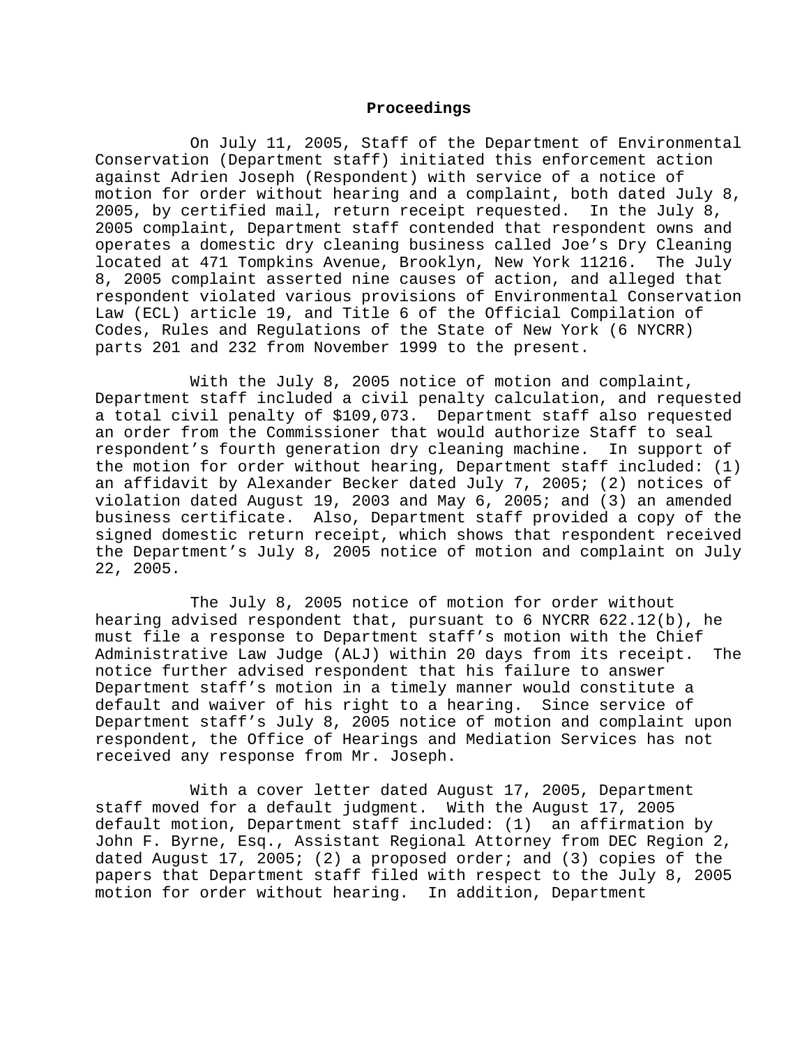## Proceedings

On July 11, 2005, Staff of the Department of Environmental Conservation (Department staff) initiated this enforcement action against Adrien Joseph (Respondent) with service of a notice of motion for order without hearing and a complaint, both dated July 8, 2005, by certified mail, return receipt requested. In the July 8, 2005 complaint, Department staff contended that respondent owns and operates a domestic dry cleaning business called Joe's Dry Cleaning located at 471 Tompkins Avenue, Brooklyn, New York 11216. The July 8, 2005 complaint asserted nine causes of action, and alleged that respondent violated various provisions of Environmental Conservation Law (ECL) article 19, and Title 6 of the Official Compilation of Codes, Rules and Regulations of the State of New York (6 NYCRR) parts 201 and 232 from November 1999 to the present.

With the July 8, 2005 notice of motion and complaint, Department staff included a civil penalty calculation, and requested a total civil penalty of $109,073. Department staff also requested an order from the Commissioner that would authorize Staff to seal respondent's fourth generation dry cleaning machine. In support of the motion for order without hearing, Department staff included: (1) an affidavit by Alexander Becker dated July 7, 2005; (2) notices of violation dated August 19, 2003 and May 6, 2005; and (3) an amended business certificate. Also, Department staff provided a copy of the signed domestic return receipt, which shows that respondent received the Department's July 8, 2005 notice of motion and complaint on July 22, 2005.

The July 8, 2005 notice of motion for order without hearing advised respondent that, pursuant to 6 NYCRR 622.12(b), he must file a response to Department staff's motion with the Chief Administrative Law Judge (ALJ) within 20 days from its receipt. The notice further advised respondent that his failure to answer Department staff's motion in a timely manner would constitute a default and waiver of his right to a hearing. Since service of Department staff's July 8, 2005 notice of motion and complaint upon respondent, the Office of Hearings and Mediation Services has not received any response from Mr. Joseph.

With a cover letter dated August 17, 2005, Department staff moved for a default judgment. With the August 17, 2005 default motion, Department staff included: (1) an affirmation by John F. Byrne, Esq., Assistant Regional Attorney from DEC Region 2, dated August 17, 2005; (2) a proposed order; and (3) copies of the papers that Department staff filed with respect to the July 8, 2005 motion for order without hearing. In addition, Department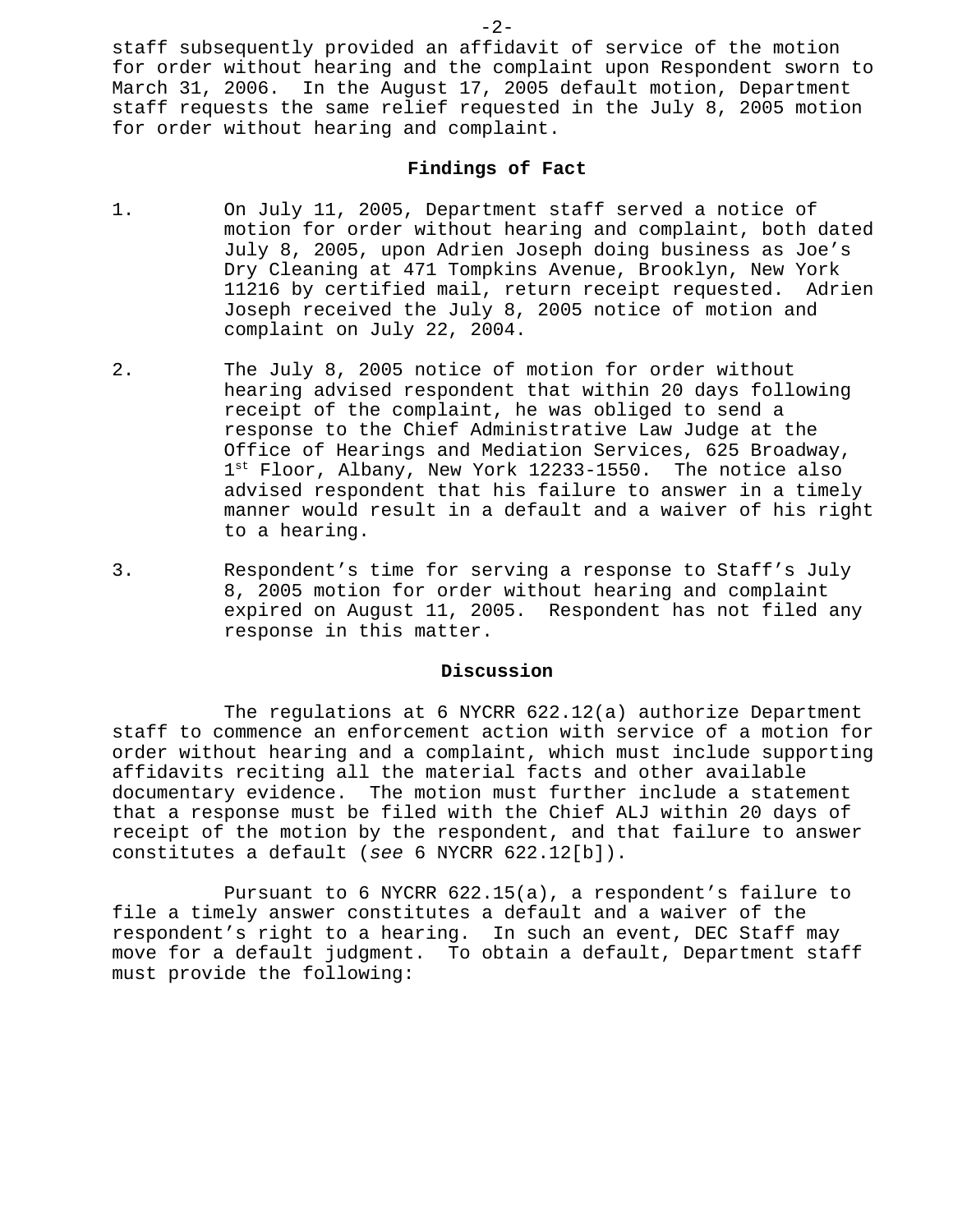staff subsequently provided an affidavit of service of the motion for order without hearing and the complaint upon Respondent sworn to March 31, 2006. In the August 17, 2005 default motion, Department staff requests the same relief requested in the July 8, 2005 motion for order without hearing and complaint.

## Findings of Fact

1. On July 11, 2005, Department staff served a notice of motion for order without hearing and complaint, both dated July 8, 2005, upon Adrien Joseph doing business as Joe's Dry Cleaning at 471 Tompkins Avenue, Brooklyn, New York 11216 by certified mail, return receipt requested. Adrien Joseph received the July 8, 2005 notice of motion and complaint on July 22, 2004.

2. The July 8, 2005 notice of motion for order without hearing advised respondent that within 20 days following receipt of the complaint, he was obliged to send a response to the Chief Administrative Law Judge at the Office of Hearings and Mediation Services, 625 Broadway, 1st Floor, Albany, New York 12233-1550. The notice also advised respondent that his failure to answer in a timely manner would result in a default and a waiver of his right to a hearing.

3. Respondent's time for serving a response to Staff's July 8, 2005 motion for order without hearing and complaint expired on August 11, 2005. Respondent has not filed any response in this matter.

## Discussion

The regulations at 6 NYCRR 622.12(a) authorize Department staff to commence an enforcement action with service of a motion for order without hearing and a complaint, which must include supporting affidavits reciting all the material facts and other available documentary evidence. The motion must further include a statement that a response must be filed with the Chief ALJ within 20 days of receipt of the motion by the respondent, and that failure to answer constitutes a default (*see* 6 NYCRR 622.12[b]).

Pursuant to 6 NYCRR 622.15(a), a respondent's failure to file a timely answer constitutes a default and a waiver of the respondent's right to a hearing. In such an event, DEC Staff may move for a default judgment. To obtain a default, Department staff must provide the following: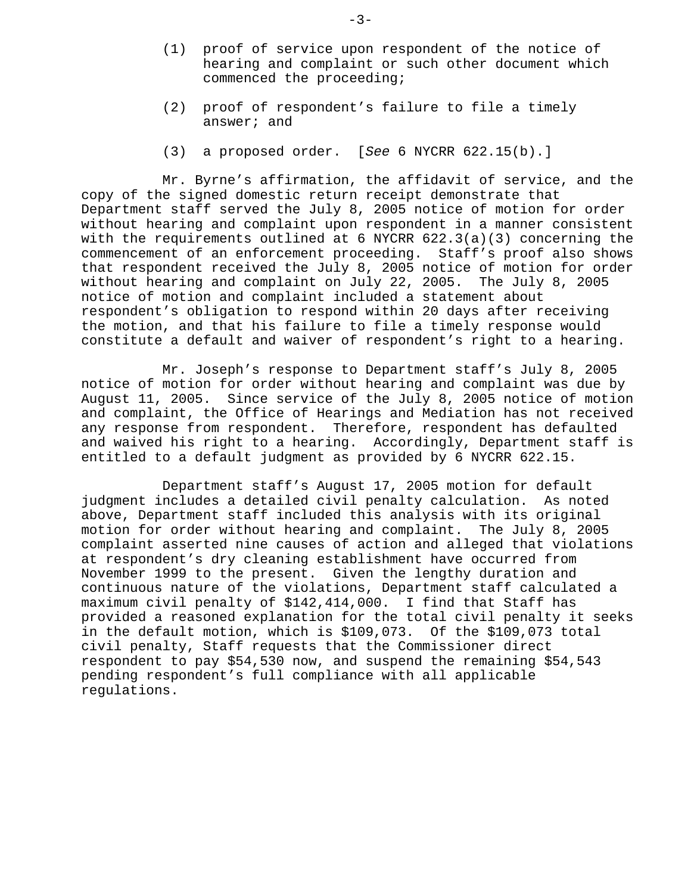(1) proof of service upon respondent of the notice of hearing and complaint or such other document which commenced the proceeding;

(2) proof of respondent's failure to file a timely answer; and

(3) a proposed order. [*See* 6 NYCRR 622.15(b).]

Mr. Byrne's affirmation, the affidavit of service, and the copy of the signed domestic return receipt demonstrate that Department staff served the July 8, 2005 notice of motion for order without hearing and complaint upon respondent in a manner consistent with the requirements outlined at 6 NYCRR 622.3(a)(3) concerning the commencement of an enforcement proceeding. Staff's proof also shows that respondent received the July 8, 2005 notice of motion for order without hearing and complaint on July 22, 2005. The July 8, 2005 notice of motion and complaint included a statement about respondent's obligation to respond within 20 days after receiving the motion, and that his failure to file a timely response would constitute a default and waiver of respondent's right to a hearing.

Mr. Joseph's response to Department staff's July 8, 2005 notice of motion for order without hearing and complaint was due by August 11, 2005. Since service of the July 8, 2005 notice of motion and complaint, the Office of Hearings and Mediation has not received any response from respondent. Therefore, respondent has defaulted and waived his right to a hearing. Accordingly, Department staff is entitled to a default judgment as provided by 6 NYCRR 622.15.

Department staff's August 17, 2005 motion for default judgment includes a detailed civil penalty calculation. As noted above, Department staff included this analysis with its original motion for order without hearing and complaint. The July 8, 2005 complaint asserted nine causes of action and alleged that violations at respondent's dry cleaning establishment have occurred from November 1999 to the present. Given the lengthy duration and continuous nature of the violations, Department staff calculated a maximum civil penalty of $142,414,000. I find that Staff has provided a reasoned explanation for the total civil penalty it seeks in the default motion, which is $109,073. Of the $109,073 total civil penalty, Staff requests that the Commissioner direct respondent to pay $54,530 now, and suspend the remaining $54,543 pending respondent's full compliance with all applicable regulations.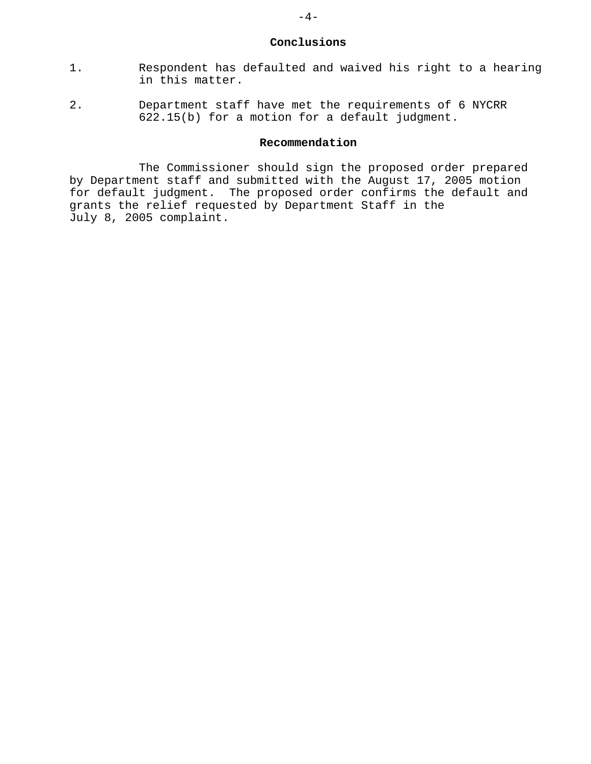## Conclusions

1. Respondent has defaulted and waived his right to a hearing in this matter.

2. Department staff have met the requirements of 6 NYCRR 622.15(b) for a motion for a default judgment.

## Recommendation

The Commissioner should sign the proposed order prepared by Department staff and submitted with the August 17, 2005 motion for default judgment. The proposed order confirms the default and grants the relief requested by Department Staff in the July 8, 2005 complaint.